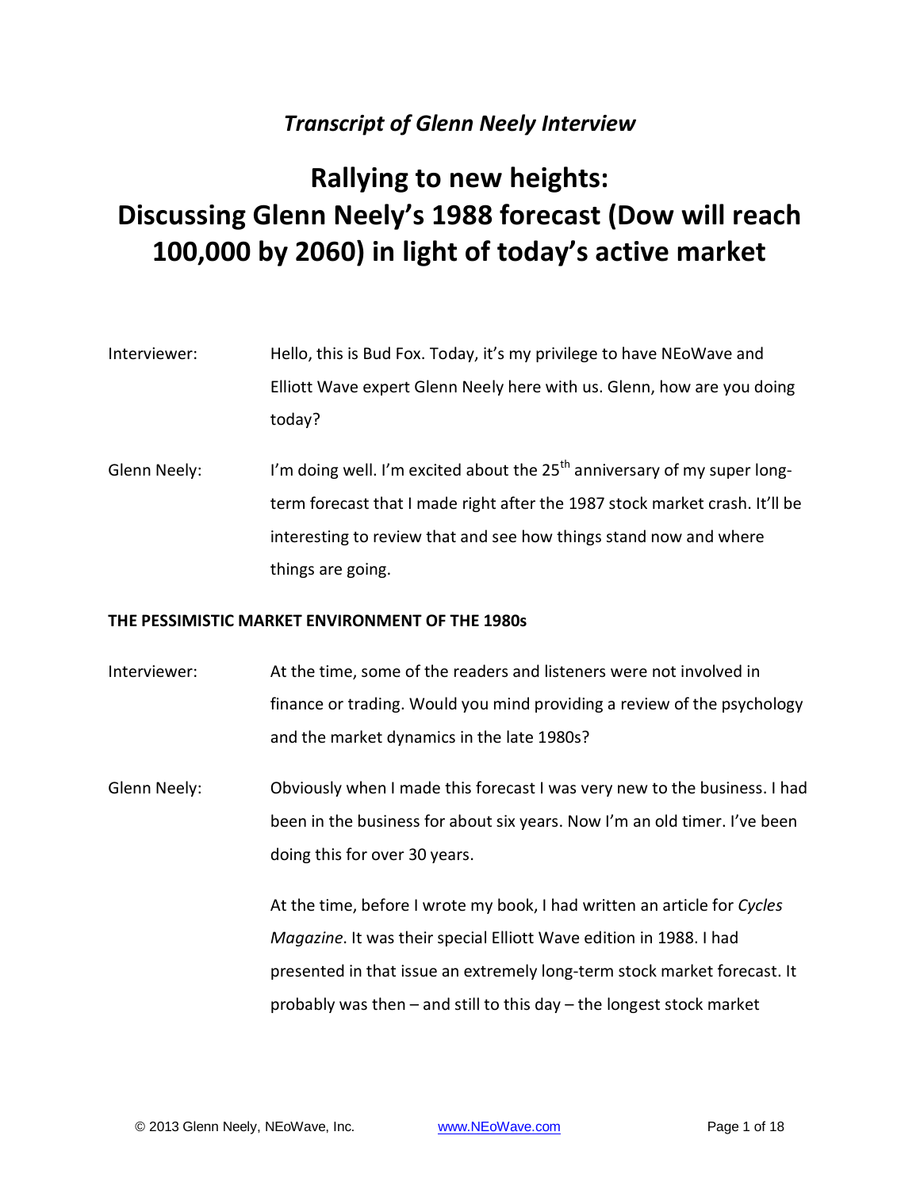*Transcript of Glenn Neely Interview*

# Rallying to new heights: Discussing Glenn Neely's 1988 forecast (Dow will reach 100,000 by 2060) in light of today's active market

**Interviewer:** Hello, this is Bud Fox. Today, it's my privilege to have NEoWave and Elliott Wave expert Glenn Neely here with us. Glenn, how are you doing today?

**Glenn Neely:** I'm doing well. I'm excited about the 25th anniversary of my super long-term forecast that I made right after the 1987 stock market crash. It'll be interesting to review that and see how things stand now and where things are going.

## THE PESSIMISTIC MARKET ENVIRONMENT OF THE 1980s

**Interviewer:** At the time, some of the readers and listeners were not involved in finance or trading. Would you mind providing a review of the psychology and the market dynamics in the late 1980s?

**Glenn Neely:** Obviously when I made this forecast I was very new to the business. I had been in the business for about six years. Now I'm an old timer. I've been doing this for over 30 years.

At the time, before I wrote my book, I had written an article for *Cycles Magazine*. It was their special Elliott Wave edition in 1988. I had presented in that issue an extremely long-term stock market forecast. It probably was then – and still to this day – the longest stock market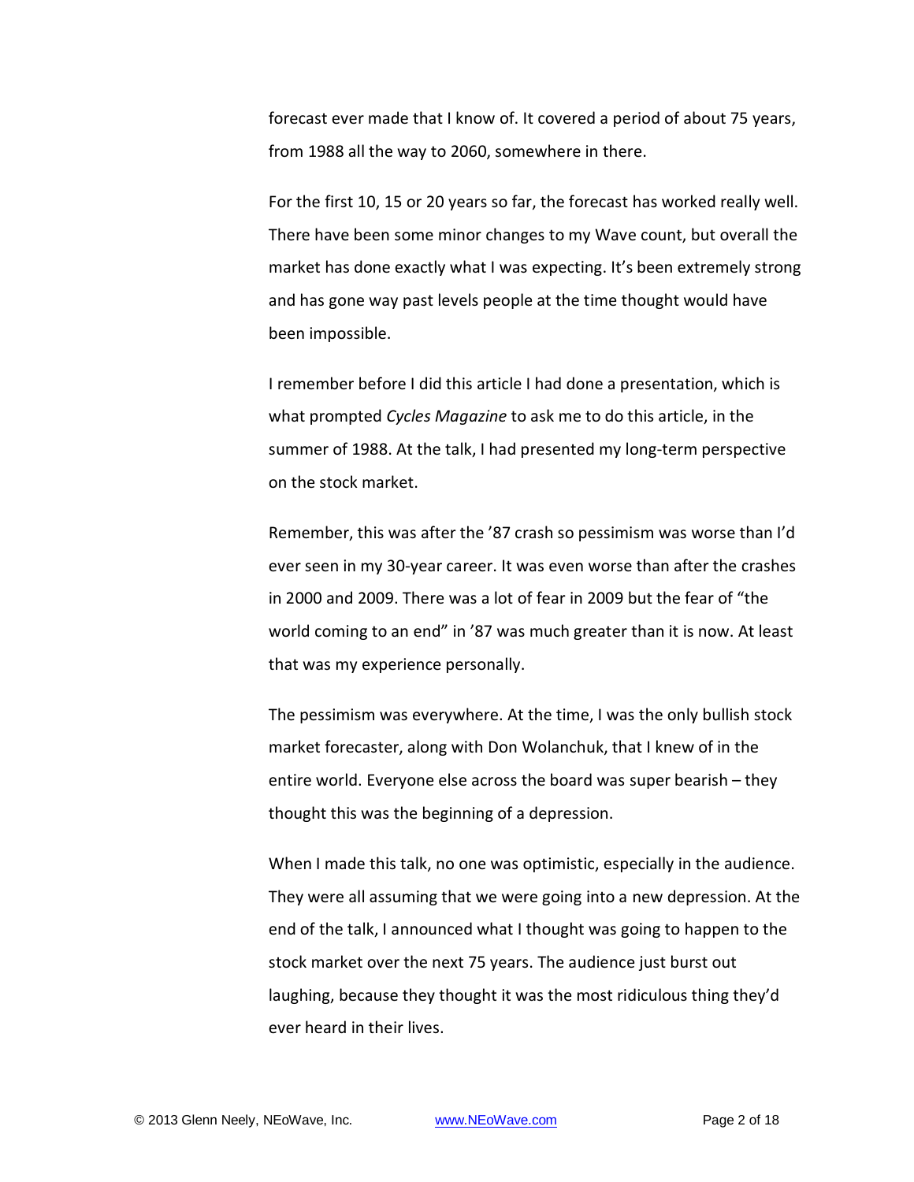forecast ever made that I know of. It covered a period of about 75 years, from 1988 all the way to 2060, somewhere in there.

For the first 10, 15 or 20 years so far, the forecast has worked really well. There have been some minor changes to my Wave count, but overall the market has done exactly what I was expecting. It's been extremely strong and has gone way past levels people at the time thought would have been impossible.

I remember before I did this article I had done a presentation, which is what prompted *Cycles Magazine* to ask me to do this article, in the summer of 1988. At the talk, I had presented my long-term perspective on the stock market.

Remember, this was after the '87 crash so pessimism was worse than I'd ever seen in my 30-year career. It was even worse than after the crashes in 2000 and 2009. There was a lot of fear in 2009 but the fear of "the world coming to an end" in '87 was much greater than it is now. At least that was my experience personally.

The pessimism was everywhere. At the time, I was the only bullish stock market forecaster, along with Don Wolanchuk, that I knew of in the entire world. Everyone else across the board was super bearish – they thought this was the beginning of a depression.

When I made this talk, no one was optimistic, especially in the audience. They were all assuming that we were going into a new depression. At the end of the talk, I announced what I thought was going to happen to the stock market over the next 75 years. The audience just burst out laughing, because they thought it was the most ridiculous thing they'd ever heard in their lives.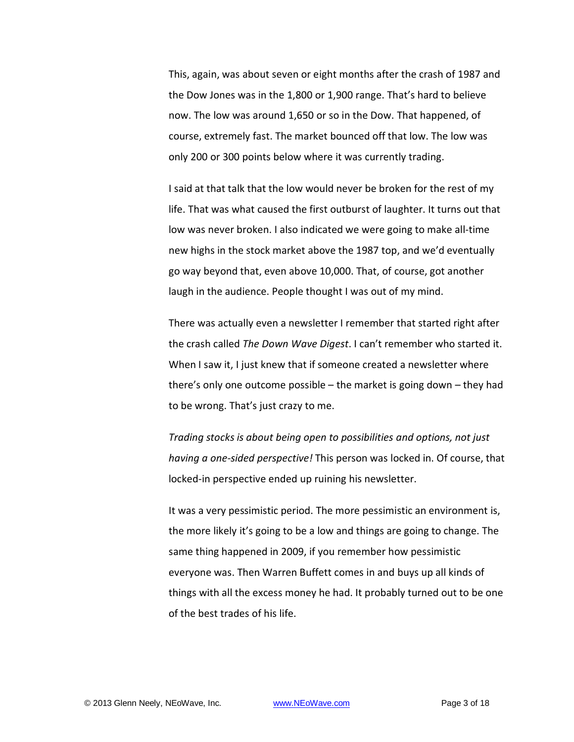This, again, was about seven or eight months after the crash of 1987 and the Dow Jones was in the 1,800 or 1,900 range. That's hard to believe now. The low was around 1,650 or so in the Dow. That happened, of course, extremely fast. The market bounced off that low. The low was only 200 or 300 points below where it was currently trading.

I said at that talk that the low would never be broken for the rest of my life. That was what caused the first outburst of laughter. It turns out that low was never broken. I also indicated we were going to make all-time new highs in the stock market above the 1987 top, and we'd eventually go way beyond that, even above 10,000. That, of course, got another laugh in the audience. People thought I was out of my mind.

There was actually even a newsletter I remember that started right after the crash called *The Down Wave Digest*. I can't remember who started it. When I saw it, I just knew that if someone created a newsletter where there's only one outcome possible – the market is going down – they had to be wrong. That's just crazy to me.

*Trading stocks is about being open to possibilities and options, not just having a one-sided perspective!* This person was locked in. Of course, that locked-in perspective ended up ruining his newsletter.

It was a very pessimistic period. The more pessimistic an environment is, the more likely it's going to be a low and things are going to change. The same thing happened in 2009, if you remember how pessimistic everyone was. Then Warren Buffett comes in and buys up all kinds of things with all the excess money he had. It probably turned out to be one of the best trades of his life.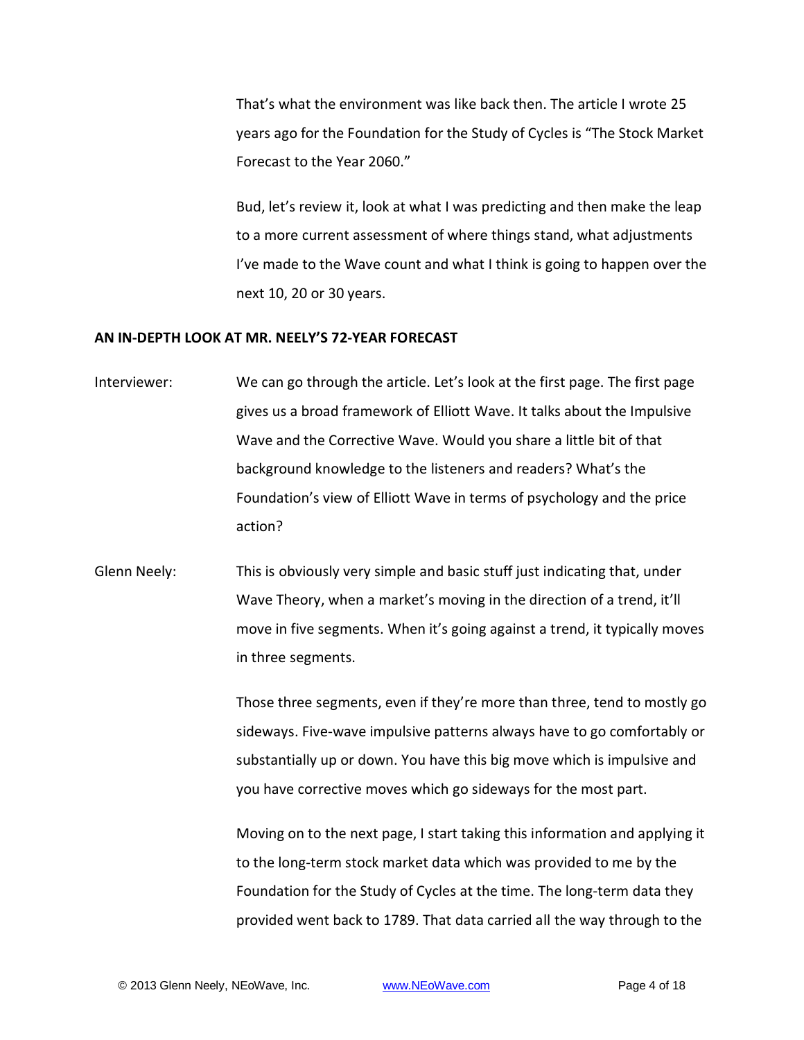That's what the environment was like back then. The article I wrote 25 years ago for the Foundation for the Study of Cycles is "The Stock Market Forecast to the Year 2060."

Bud, let's review it, look at what I was predicting and then make the leap to a more current assessment of where things stand, what adjustments I've made to the Wave count and what I think is going to happen over the next 10, 20 or 30 years.

**AN IN-DEPTH LOOK AT MR. NEELY'S 72-YEAR FORECAST**

Interviewer: We can go through the article. Let's look at the first page. The first page gives us a broad framework of Elliott Wave. It talks about the Impulsive Wave and the Corrective Wave. Would you share a little bit of that background knowledge to the listeners and readers? What's the Foundation's view of Elliott Wave in terms of psychology and the price action?

Glenn Neely: This is obviously very simple and basic stuff just indicating that, under Wave Theory, when a market's moving in the direction of a trend, it'll move in five segments. When it's going against a trend, it typically moves in three segments.

Those three segments, even if they're more than three, tend to mostly go sideways. Five-wave impulsive patterns always have to go comfortably or substantially up or down. You have this big move which is impulsive and you have corrective moves which go sideways for the most part.

Moving on to the next page, I start taking this information and applying it to the long-term stock market data which was provided to me by the Foundation for the Study of Cycles at the time. The long-term data they provided went back to 1789. That data carried all the way through to the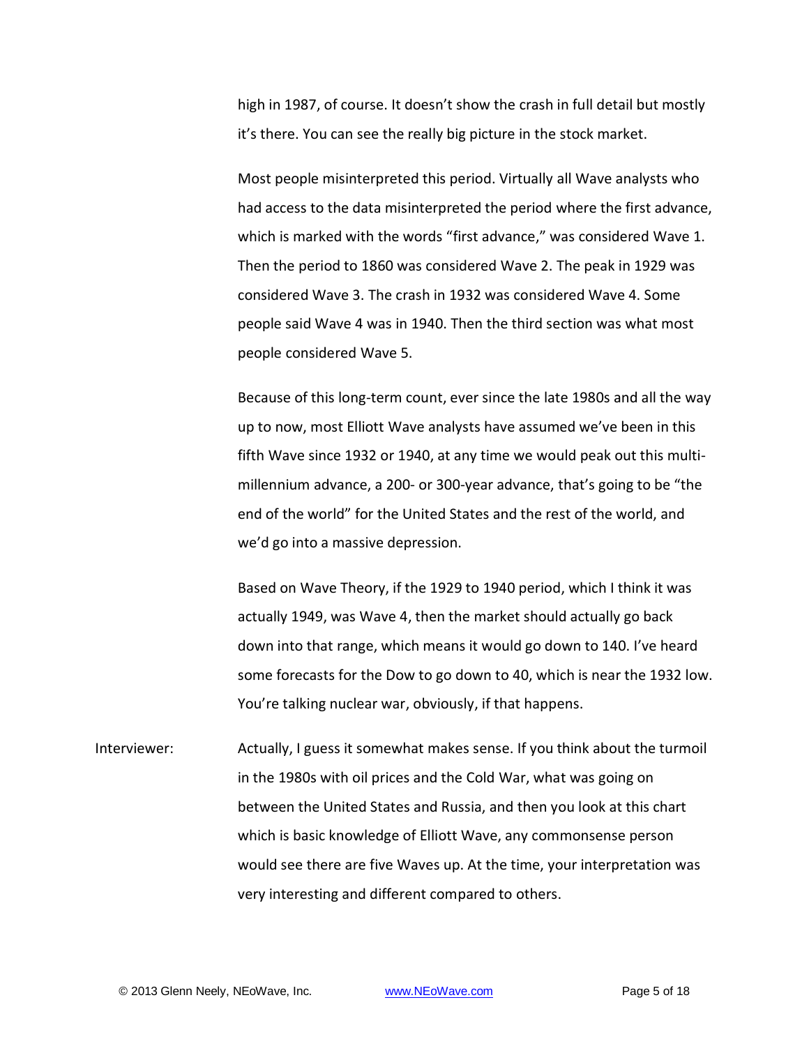high in 1987, of course. It doesn't show the crash in full detail but mostly it's there. You can see the really big picture in the stock market.

Most people misinterpreted this period. Virtually all Wave analysts who had access to the data misinterpreted the period where the first advance, which is marked with the words "first advance," was considered Wave 1. Then the period to 1860 was considered Wave 2. The peak in 1929 was considered Wave 3. The crash in 1932 was considered Wave 4. Some people said Wave 4 was in 1940. Then the third section was what most people considered Wave 5.

Because of this long-term count, ever since the late 1980s and all the way up to now, most Elliott Wave analysts have assumed we've been in this fifth Wave since 1932 or 1940, at any time we would peak out this multi-millennium advance, a 200- or 300-year advance, that's going to be "the end of the world" for the United States and the rest of the world, and we'd go into a massive depression.

Based on Wave Theory, if the 1929 to 1940 period, which I think it was actually 1949, was Wave 4, then the market should actually go back down into that range, which means it would go down to 140. I've heard some forecasts for the Dow to go down to 40, which is near the 1932 low. You're talking nuclear war, obviously, if that happens.

Interviewer: Actually, I guess it somewhat makes sense. If you think about the turmoil in the 1980s with oil prices and the Cold War, what was going on between the United States and Russia, and then you look at this chart which is basic knowledge of Elliott Wave, any commonsense person would see there are five Waves up. At the time, your interpretation was very interesting and different compared to others.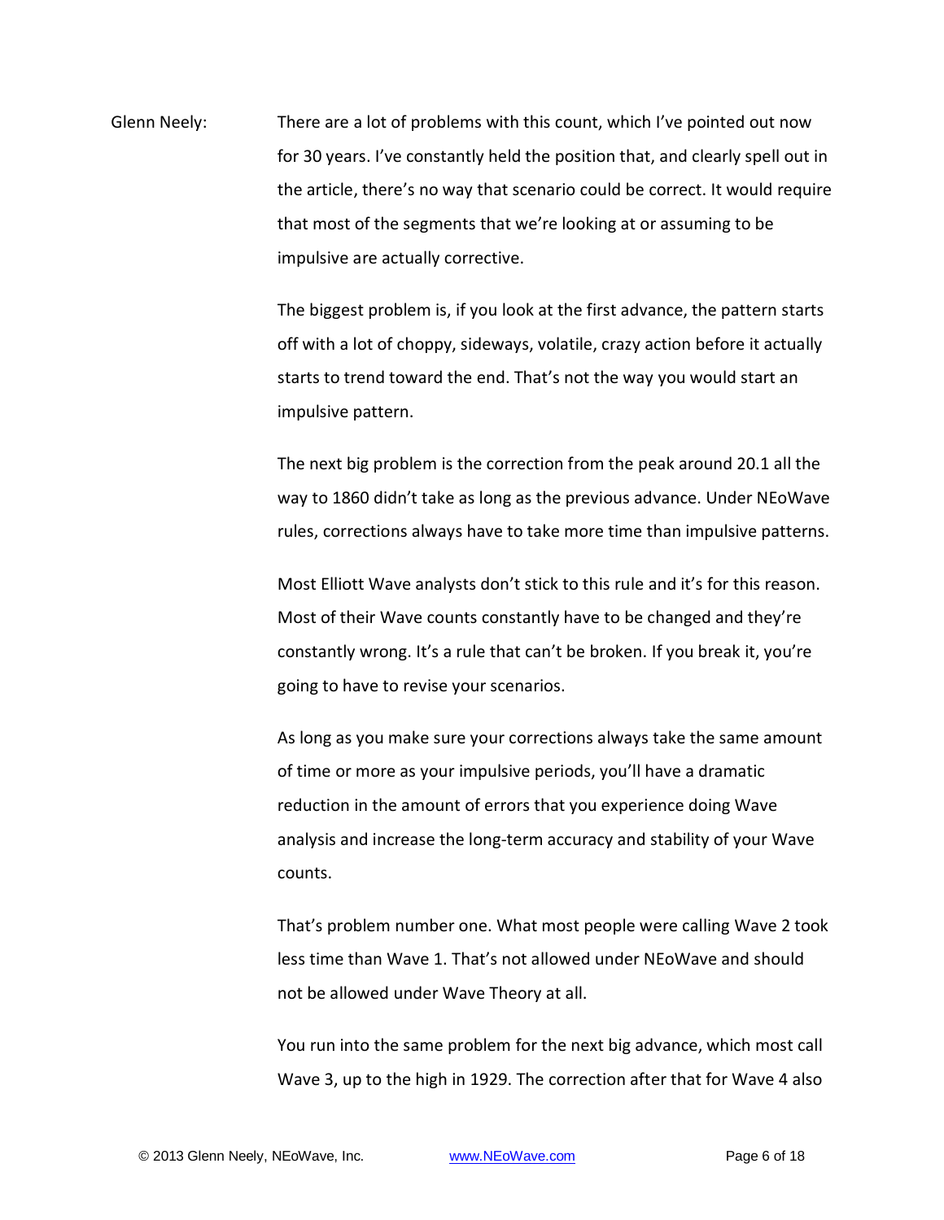Glenn Neely: There are a lot of problems with this count, which I've pointed out now for 30 years. I've constantly held the position that, and clearly spell out in the article, there's no way that scenario could be correct. It would require that most of the segments that we're looking at or assuming to be impulsive are actually corrective.

The biggest problem is, if you look at the first advance, the pattern starts off with a lot of choppy, sideways, volatile, crazy action before it actually starts to trend toward the end. That's not the way you would start an impulsive pattern.

The next big problem is the correction from the peak around 20.1 all the way to 1860 didn't take as long as the previous advance. Under NEoWave rules, corrections always have to take more time than impulsive patterns.

Most Elliott Wave analysts don't stick to this rule and it's for this reason. Most of their Wave counts constantly have to be changed and they're constantly wrong. It's a rule that can't be broken. If you break it, you're going to have to revise your scenarios.

As long as you make sure your corrections always take the same amount of time or more as your impulsive periods, you'll have a dramatic reduction in the amount of errors that you experience doing Wave analysis and increase the long-term accuracy and stability of your Wave counts.

That's problem number one. What most people were calling Wave 2 took less time than Wave 1. That's not allowed under NEoWave and should not be allowed under Wave Theory at all.

You run into the same problem for the next big advance, which most call Wave 3, up to the high in 1929. The correction after that for Wave 4 also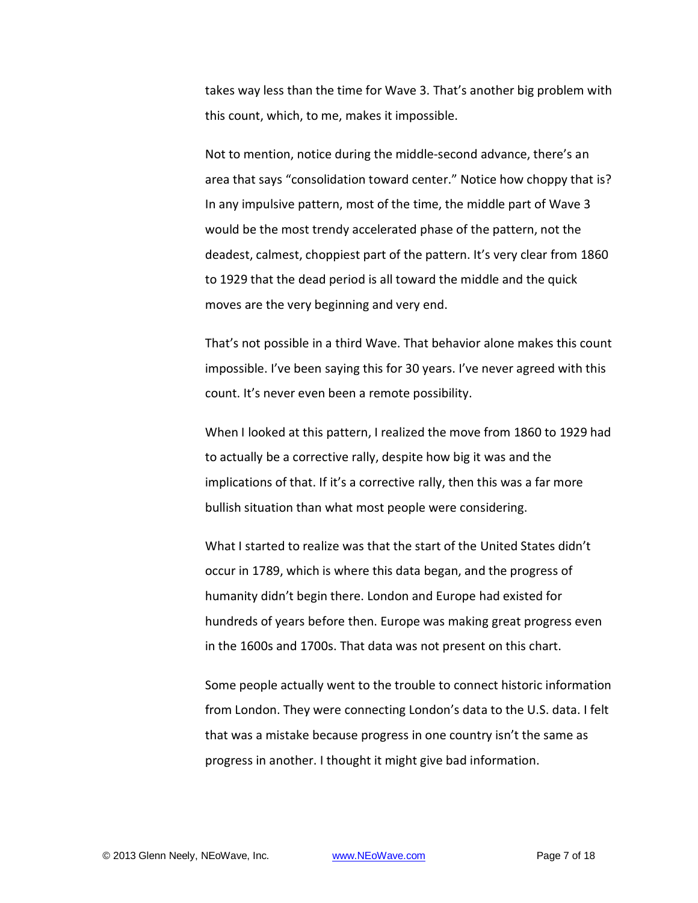takes way less than the time for Wave 3. That's another big problem with this count, which, to me, makes it impossible.

Not to mention, notice during the middle-second advance, there's an area that says "consolidation toward center." Notice how choppy that is? In any impulsive pattern, most of the time, the middle part of Wave 3 would be the most trendy accelerated phase of the pattern, not the deadest, calmest, choppiest part of the pattern. It's very clear from 1860 to 1929 that the dead period is all toward the middle and the quick moves are the very beginning and very end.

That's not possible in a third Wave. That behavior alone makes this count impossible. I've been saying this for 30 years. I've never agreed with this count. It's never even been a remote possibility.

When I looked at this pattern, I realized the move from 1860 to 1929 had to actually be a corrective rally, despite how big it was and the implications of that. If it's a corrective rally, then this was a far more bullish situation than what most people were considering.

What I started to realize was that the start of the United States didn't occur in 1789, which is where this data began, and the progress of humanity didn't begin there. London and Europe had existed for hundreds of years before then. Europe was making great progress even in the 1600s and 1700s. That data was not present on this chart.

Some people actually went to the trouble to connect historic information from London. They were connecting London's data to the U.S. data. I felt that was a mistake because progress in one country isn't the same as progress in another. I thought it might give bad information.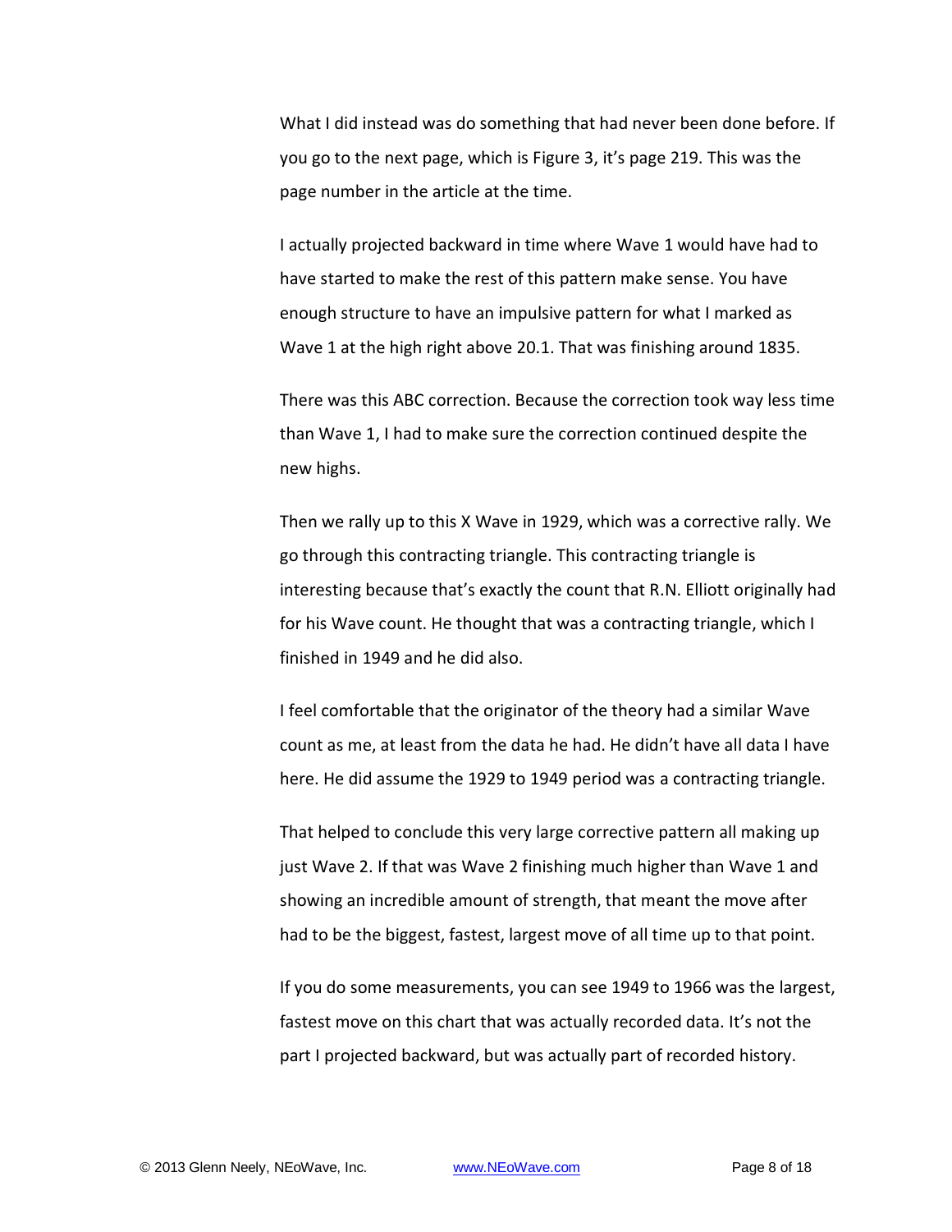What I did instead was do something that had never been done before. If you go to the next page, which is Figure 3, it's page 219. This was the page number in the article at the time.

I actually projected backward in time where Wave 1 would have had to have started to make the rest of this pattern make sense. You have enough structure to have an impulsive pattern for what I marked as Wave 1 at the high right above 20.1. That was finishing around 1835.

There was this ABC correction. Because the correction took way less time than Wave 1, I had to make sure the correction continued despite the new highs.

Then we rally up to this X Wave in 1929, which was a corrective rally. We go through this contracting triangle. This contracting triangle is interesting because that's exactly the count that R.N. Elliott originally had for his Wave count. He thought that was a contracting triangle, which I finished in 1949 and he did also.

I feel comfortable that the originator of the theory had a similar Wave count as me, at least from the data he had. He didn't have all data I have here. He did assume the 1929 to 1949 period was a contracting triangle.

That helped to conclude this very large corrective pattern all making up just Wave 2. If that was Wave 2 finishing much higher than Wave 1 and showing an incredible amount of strength, that meant the move after had to be the biggest, fastest, largest move of all time up to that point.

If you do some measurements, you can see 1949 to 1966 was the largest, fastest move on this chart that was actually recorded data. It's not the part I projected backward, but was actually part of recorded history.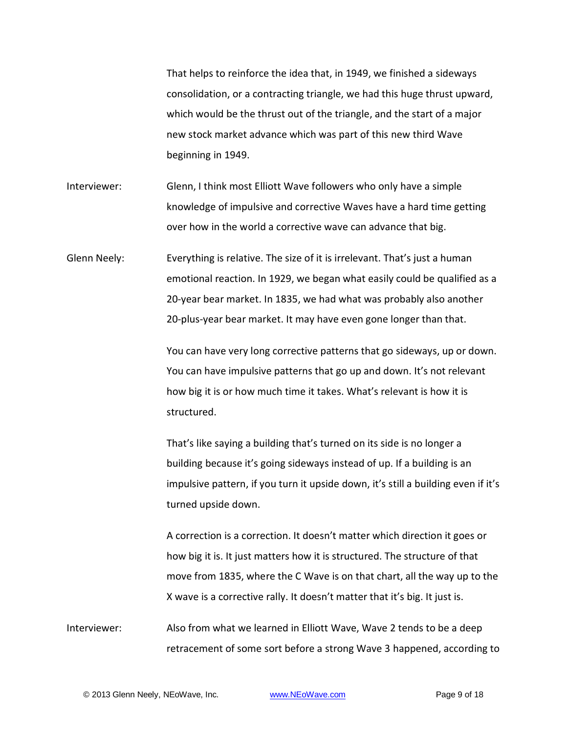That helps to reinforce the idea that, in 1949, we finished a sideways consolidation, or a contracting triangle, we had this huge thrust upward, which would be the thrust out of the triangle, and the start of a major new stock market advance which was part of this new third Wave beginning in 1949.

**Interviewer:** Glenn, I think most Elliott Wave followers who only have a simple knowledge of impulsive and corrective Waves have a hard time getting over how in the world a corrective wave can advance that big.

**Glenn Neely:** Everything is relative. The size of it is irrelevant. That's just a human emotional reaction. In 1929, we began what easily could be qualified as a 20-year bear market. In 1835, we had what was probably also another 20-plus-year bear market. It may have even gone longer than that.

You can have very long corrective patterns that go sideways, up or down. You can have impulsive patterns that go up and down. It's not relevant how big it is or how much time it takes. What's relevant is how it is structured.

That's like saying a building that's turned on its side is no longer a building because it's going sideways instead of up. If a building is an impulsive pattern, if you turn it upside down, it's still a building even if it's turned upside down.

A correction is a correction. It doesn't matter which direction it goes or how big it is. It just matters how it is structured. The structure of that move from 1835, where the C Wave is on that chart, all the way up to the X wave is a corrective rally. It doesn't matter that it's big. It just is.

**Interviewer:** Also from what we learned in Elliott Wave, Wave 2 tends to be a deep retracement of some sort before a strong Wave 3 happened, according to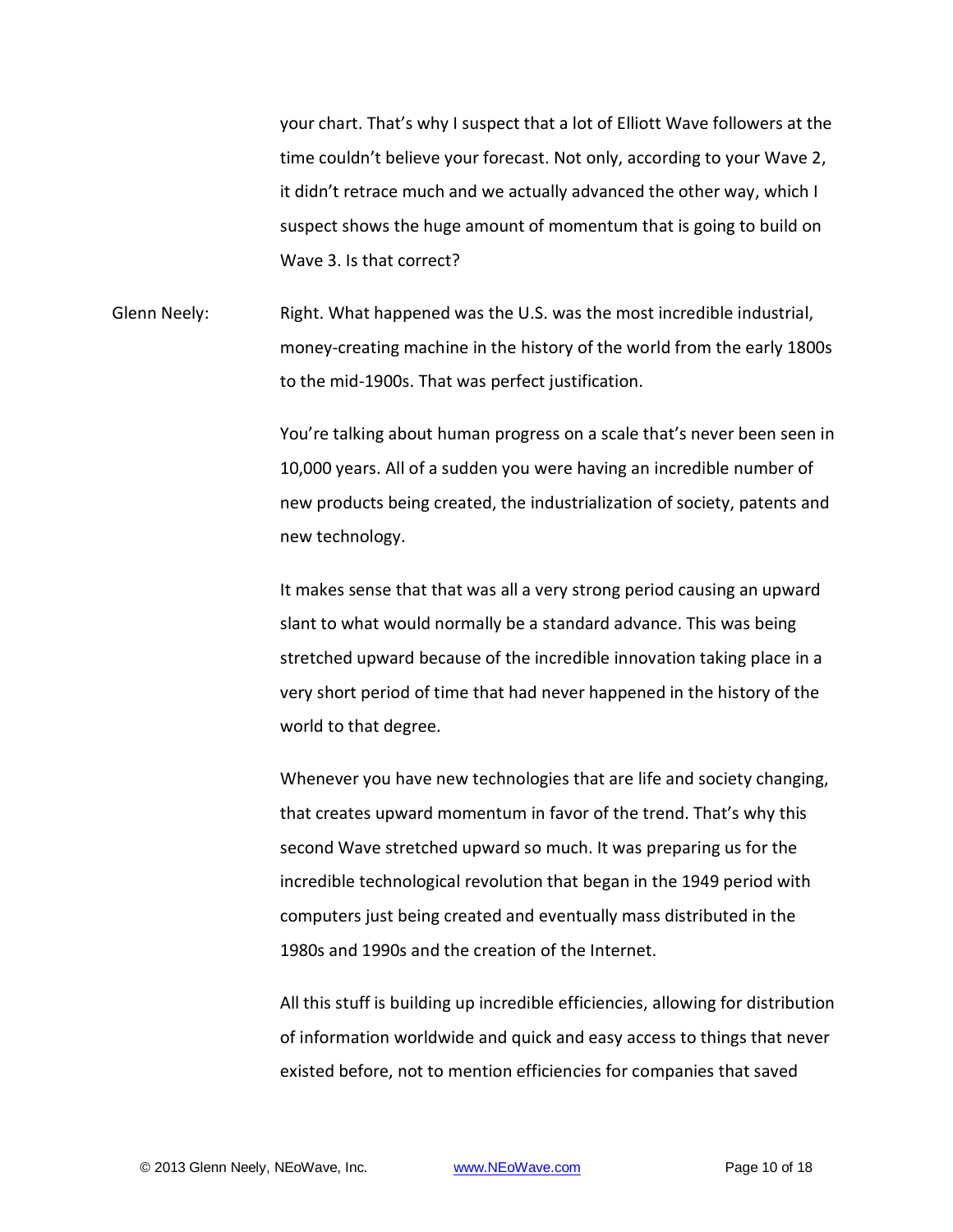your chart. That's why I suspect that a lot of Elliott Wave followers at the time couldn't believe your forecast. Not only, according to your Wave 2, it didn't retrace much and we actually advanced the other way, which I suspect shows the huge amount of momentum that is going to build on Wave 3. Is that correct?

**Glenn Neely:** Right. What happened was the U.S. was the most incredible industrial, money-creating machine in the history of the world from the early 1800s to the mid-1900s. That was perfect justification.

You're talking about human progress on a scale that's never been seen in 10,000 years. All of a sudden you were having an incredible number of new products being created, the industrialization of society, patents and new technology.

It makes sense that that was all a very strong period causing an upward slant to what would normally be a standard advance. This was being stretched upward because of the incredible innovation taking place in a very short period of time that had never happened in the history of the world to that degree.

Whenever you have new technologies that are life and society changing, that creates upward momentum in favor of the trend. That's why this second Wave stretched upward so much. It was preparing us for the incredible technological revolution that began in the 1949 period with computers just being created and eventually mass distributed in the 1980s and 1990s and the creation of the Internet.

All this stuff is building up incredible efficiencies, allowing for distribution of information worldwide and quick and easy access to things that never existed before, not to mention efficiencies for companies that saved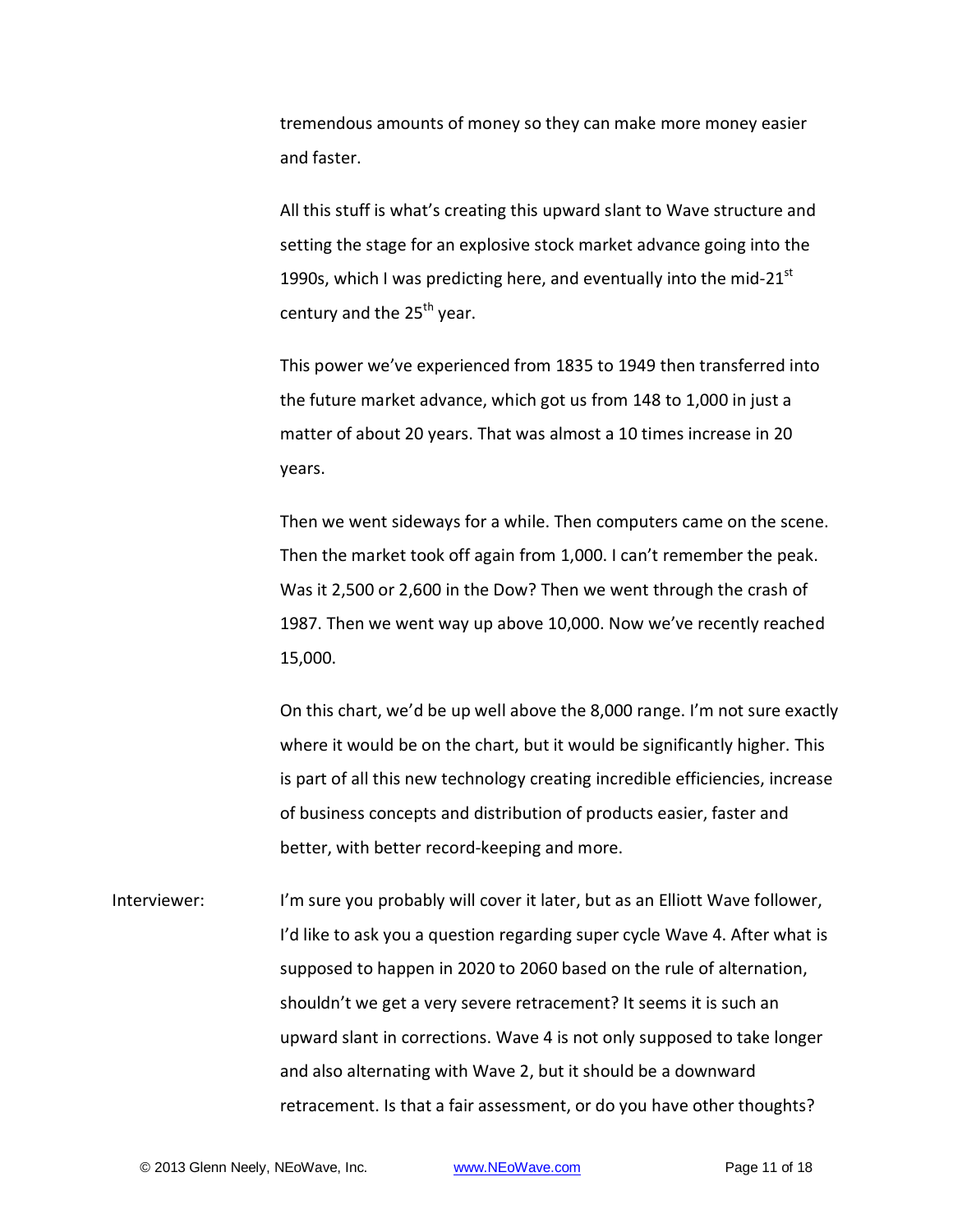tremendous amounts of money so they can make more money easier and faster.

All this stuff is what's creating this upward slant to Wave structure and setting the stage for an explosive stock market advance going into the 1990s, which I was predicting here, and eventually into the mid-21st century and the 25th year.

This power we've experienced from 1835 to 1949 then transferred into the future market advance, which got us from 148 to 1,000 in just a matter of about 20 years. That was almost a 10 times increase in 20 years.

Then we went sideways for a while. Then computers came on the scene. Then the market took off again from 1,000. I can't remember the peak. Was it 2,500 or 2,600 in the Dow? Then we went through the crash of 1987. Then we went way up above 10,000. Now we've recently reached 15,000.

On this chart, we'd be up well above the 8,000 range. I'm not sure exactly where it would be on the chart, but it would be significantly higher. This is part of all this new technology creating incredible efficiencies, increase of business concepts and distribution of products easier, faster and better, with better record-keeping and more.

Interviewer: I'm sure you probably will cover it later, but as an Elliott Wave follower, I'd like to ask you a question regarding super cycle Wave 4. After what is supposed to happen in 2020 to 2060 based on the rule of alternation, shouldn't we get a very severe retracement? It seems it is such an upward slant in corrections. Wave 4 is not only supposed to take longer and also alternating with Wave 2, but it should be a downward retracement. Is that a fair assessment, or do you have other thoughts?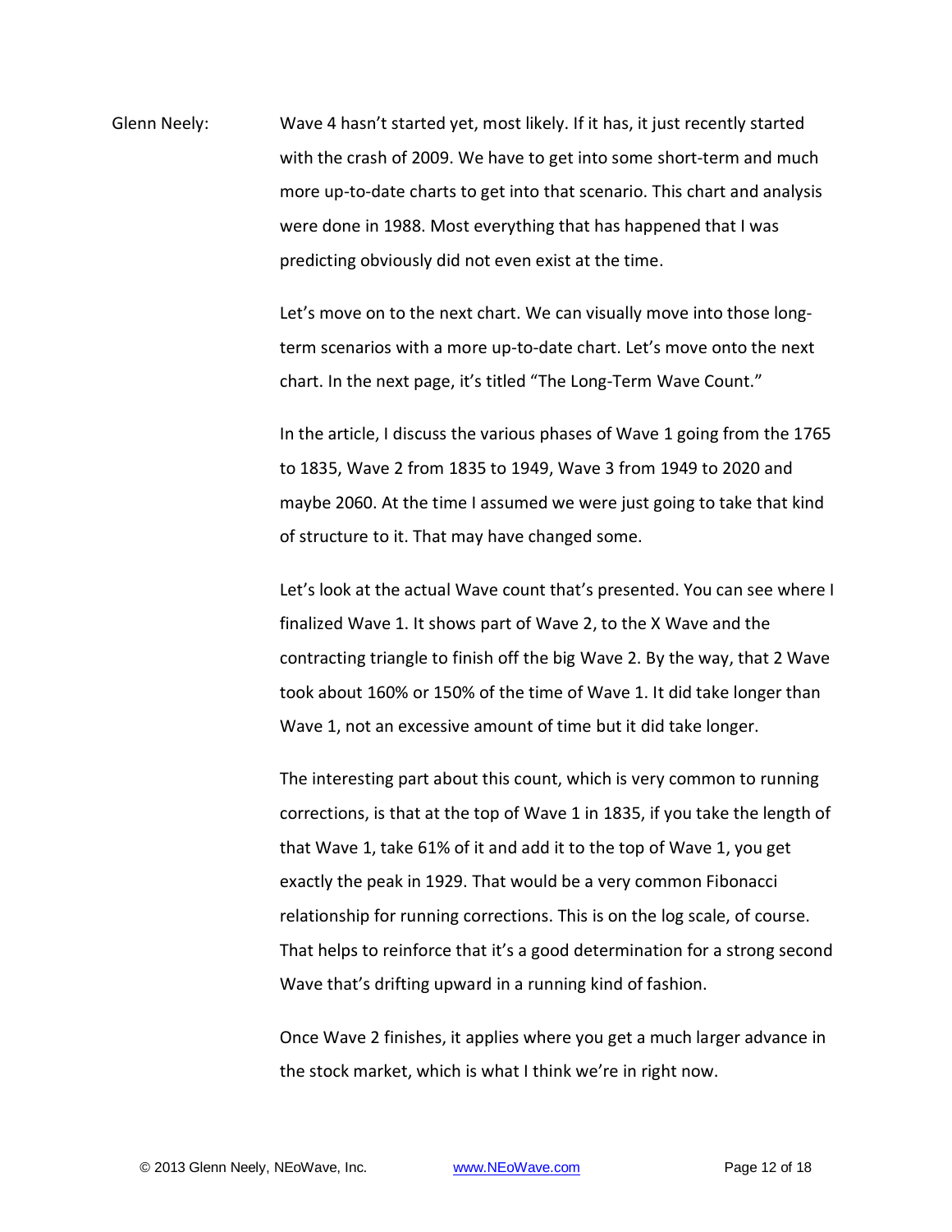Glenn Neely: Wave 4 hasn't started yet, most likely. If it has, it just recently started with the crash of 2009. We have to get into some short-term and much more up-to-date charts to get into that scenario. This chart and analysis were done in 1988. Most everything that has happened that I was predicting obviously did not even exist at the time.

Let's move on to the next chart. We can visually move into those long-term scenarios with a more up-to-date chart. Let's move onto the next chart. In the next page, it's titled "The Long-Term Wave Count."

In the article, I discuss the various phases of Wave 1 going from the 1765 to 1835, Wave 2 from 1835 to 1949, Wave 3 from 1949 to 2020 and maybe 2060. At the time I assumed we were just going to take that kind of structure to it. That may have changed some.

Let's look at the actual Wave count that's presented. You can see where I finalized Wave 1. It shows part of Wave 2, to the X Wave and the contracting triangle to finish off the big Wave 2. By the way, that 2 Wave took about 160% or 150% of the time of Wave 1. It did take longer than Wave 1, not an excessive amount of time but it did take longer.

The interesting part about this count, which is very common to running corrections, is that at the top of Wave 1 in 1835, if you take the length of that Wave 1, take 61% of it and add it to the top of Wave 1, you get exactly the peak in 1929. That would be a very common Fibonacci relationship for running corrections. This is on the log scale, of course. That helps to reinforce that it's a good determination for a strong second Wave that's drifting upward in a running kind of fashion.

Once Wave 2 finishes, it applies where you get a much larger advance in the stock market, which is what I think we're in right now.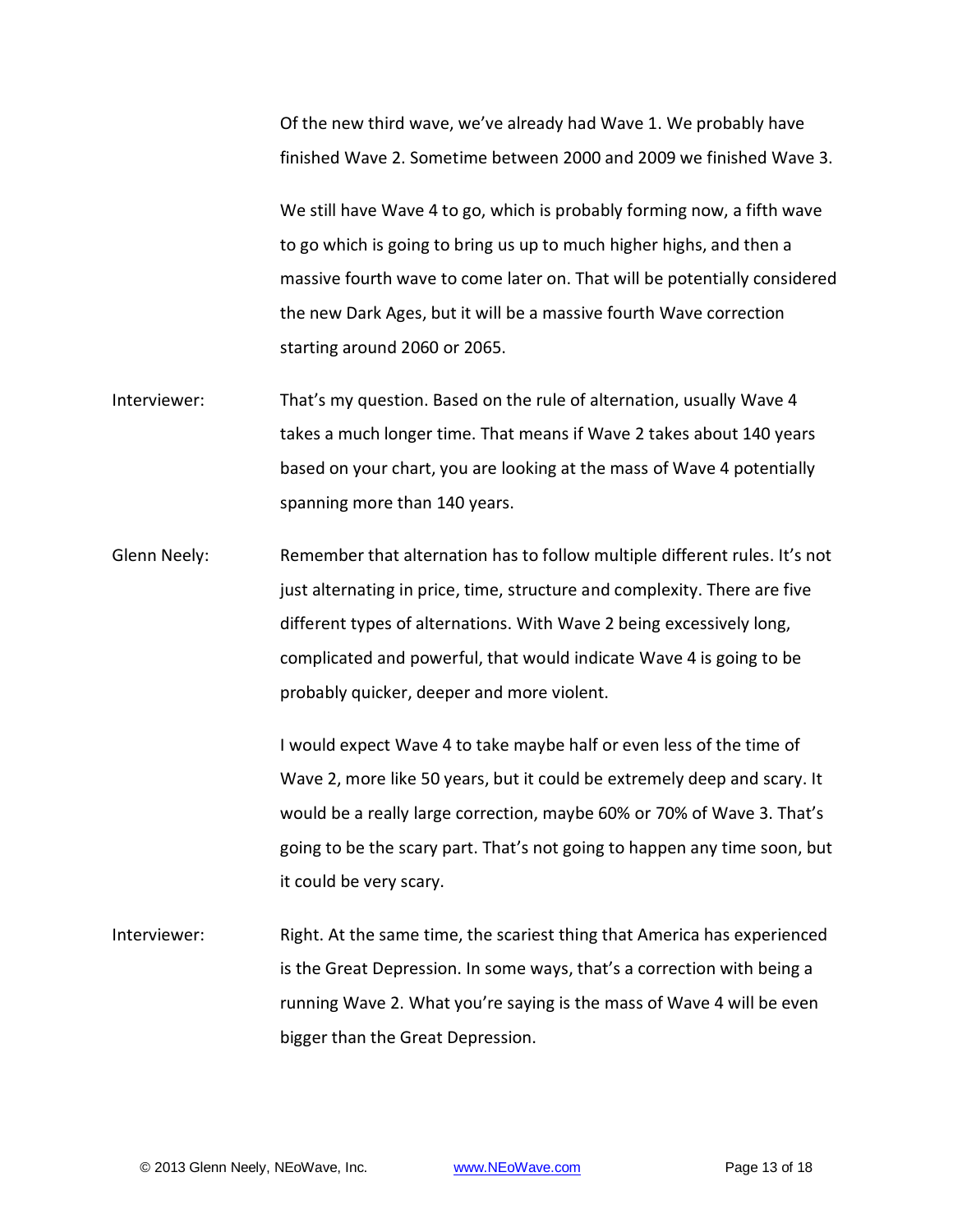Of the new third wave, we've already had Wave 1. We probably have finished Wave 2. Sometime between 2000 and 2009 we finished Wave 3.

We still have Wave 4 to go, which is probably forming now, a fifth wave to go which is going to bring us up to much higher highs, and then a massive fourth wave to come later on. That will be potentially considered the new Dark Ages, but it will be a massive fourth Wave correction starting around 2060 or 2065.

**Interviewer:** That's my question. Based on the rule of alternation, usually Wave 4 takes a much longer time. That means if Wave 2 takes about 140 years based on your chart, you are looking at the mass of Wave 4 potentially spanning more than 140 years.

**Glenn Neely:** Remember that alternation has to follow multiple different rules. It's not just alternating in price, time, structure and complexity. There are five different types of alternations. With Wave 2 being excessively long, complicated and powerful, that would indicate Wave 4 is going to be probably quicker, deeper and more violent.

I would expect Wave 4 to take maybe half or even less of the time of Wave 2, more like 50 years, but it could be extremely deep and scary. It would be a really large correction, maybe 60% or 70% of Wave 3. That's going to be the scary part. That's not going to happen any time soon, but it could be very scary.

**Interviewer:** Right. At the same time, the scariest thing that America has experienced is the Great Depression. In some ways, that's a correction with being a running Wave 2. What you're saying is the mass of Wave 4 will be even bigger than the Great Depression.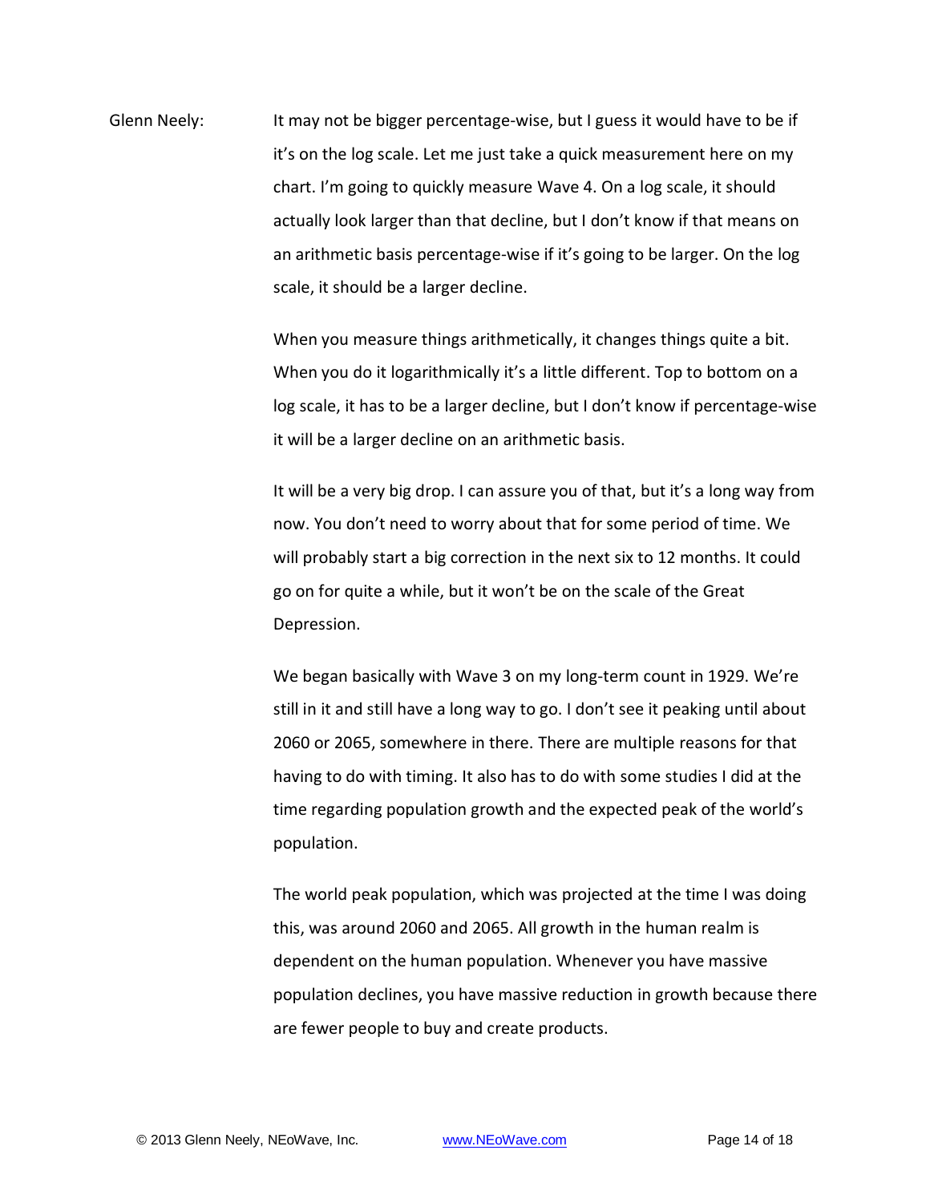Glenn Neely: It may not be bigger percentage-wise, but I guess it would have to be if it's on the log scale. Let me just take a quick measurement here on my chart. I'm going to quickly measure Wave 4. On a log scale, it should actually look larger than that decline, but I don't know if that means on an arithmetic basis percentage-wise if it's going to be larger. On the log scale, it should be a larger decline.

When you measure things arithmetically, it changes things quite a bit. When you do it logarithmically it's a little different. Top to bottom on a log scale, it has to be a larger decline, but I don't know if percentage-wise it will be a larger decline on an arithmetic basis.

It will be a very big drop. I can assure you of that, but it's a long way from now. You don't need to worry about that for some period of time. We will probably start a big correction in the next six to 12 months. It could go on for quite a while, but it won't be on the scale of the Great Depression.

We began basically with Wave 3 on my long-term count in 1929. We're still in it and still have a long way to go. I don't see it peaking until about 2060 or 2065, somewhere in there. There are multiple reasons for that having to do with timing. It also has to do with some studies I did at the time regarding population growth and the expected peak of the world's population.

The world peak population, which was projected at the time I was doing this, was around 2060 and 2065. All growth in the human realm is dependent on the human population. Whenever you have massive population declines, you have massive reduction in growth because there are fewer people to buy and create products.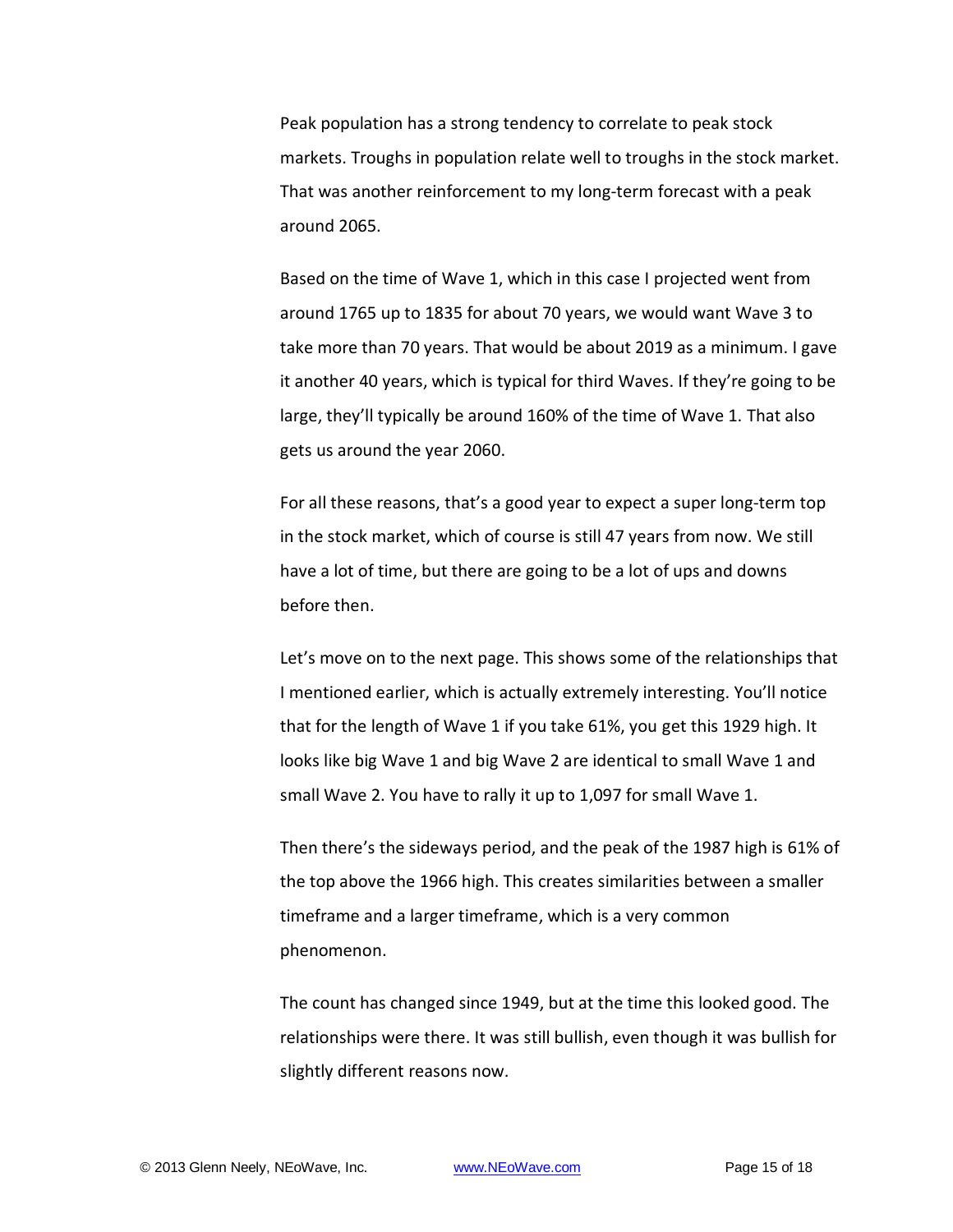Peak population has a strong tendency to correlate to peak stock markets. Troughs in population relate well to troughs in the stock market. That was another reinforcement to my long-term forecast with a peak around 2065.

Based on the time of Wave 1, which in this case I projected went from around 1765 up to 1835 for about 70 years, we would want Wave 3 to take more than 70 years. That would be about 2019 as a minimum. I gave it another 40 years, which is typical for third Waves. If they're going to be large, they'll typically be around 160% of the time of Wave 1. That also gets us around the year 2060.

For all these reasons, that's a good year to expect a super long-term top in the stock market, which of course is still 47 years from now. We still have a lot of time, but there are going to be a lot of ups and downs before then.

Let's move on to the next page. This shows some of the relationships that I mentioned earlier, which is actually extremely interesting. You'll notice that for the length of Wave 1 if you take 61%, you get this 1929 high. It looks like big Wave 1 and big Wave 2 are identical to small Wave 1 and small Wave 2. You have to rally it up to 1,097 for small Wave 1.

Then there's the sideways period, and the peak of the 1987 high is 61% of the top above the 1966 high. This creates similarities between a smaller timeframe and a larger timeframe, which is a very common phenomenon.

The count has changed since 1949, but at the time this looked good. The relationships were there. It was still bullish, even though it was bullish for slightly different reasons now.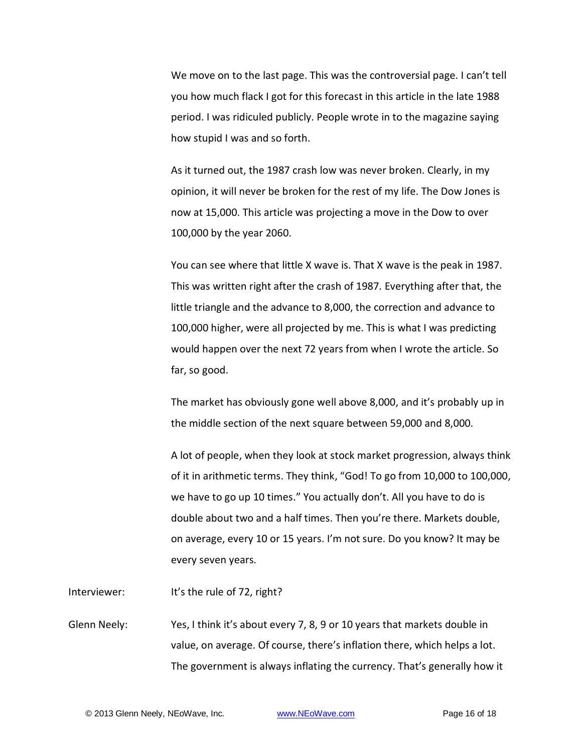We move on to the last page. This was the controversial page. I can't tell you how much flack I got for this forecast in this article in the late 1988 period. I was ridiculed publicly. People wrote in to the magazine saying how stupid I was and so forth.

As it turned out, the 1987 crash low was never broken. Clearly, in my opinion, it will never be broken for the rest of my life. The Dow Jones is now at 15,000. This article was projecting a move in the Dow to over 100,000 by the year 2060.

You can see where that little X wave is. That X wave is the peak in 1987. This was written right after the crash of 1987. Everything after that, the little triangle and the advance to 8,000, the correction and advance to 100,000 higher, were all projected by me. This is what I was predicting would happen over the next 72 years from when I wrote the article. So far, so good.

The market has obviously gone well above 8,000, and it's probably up in the middle section of the next square between 59,000 and 8,000.

A lot of people, when they look at stock market progression, always think of it in arithmetic terms. They think, "God! To go from 10,000 to 100,000, we have to go up 10 times." You actually don't. All you have to do is double about two and a half times. Then you're there. Markets double, on average, every 10 or 15 years. I'm not sure. Do you know? It may be every seven years.

Interviewer: It's the rule of 72, right?

Glenn Neely: Yes, I think it's about every 7, 8, 9 or 10 years that markets double in value, on average. Of course, there's inflation there, which helps a lot. The government is always inflating the currency. That's generally how it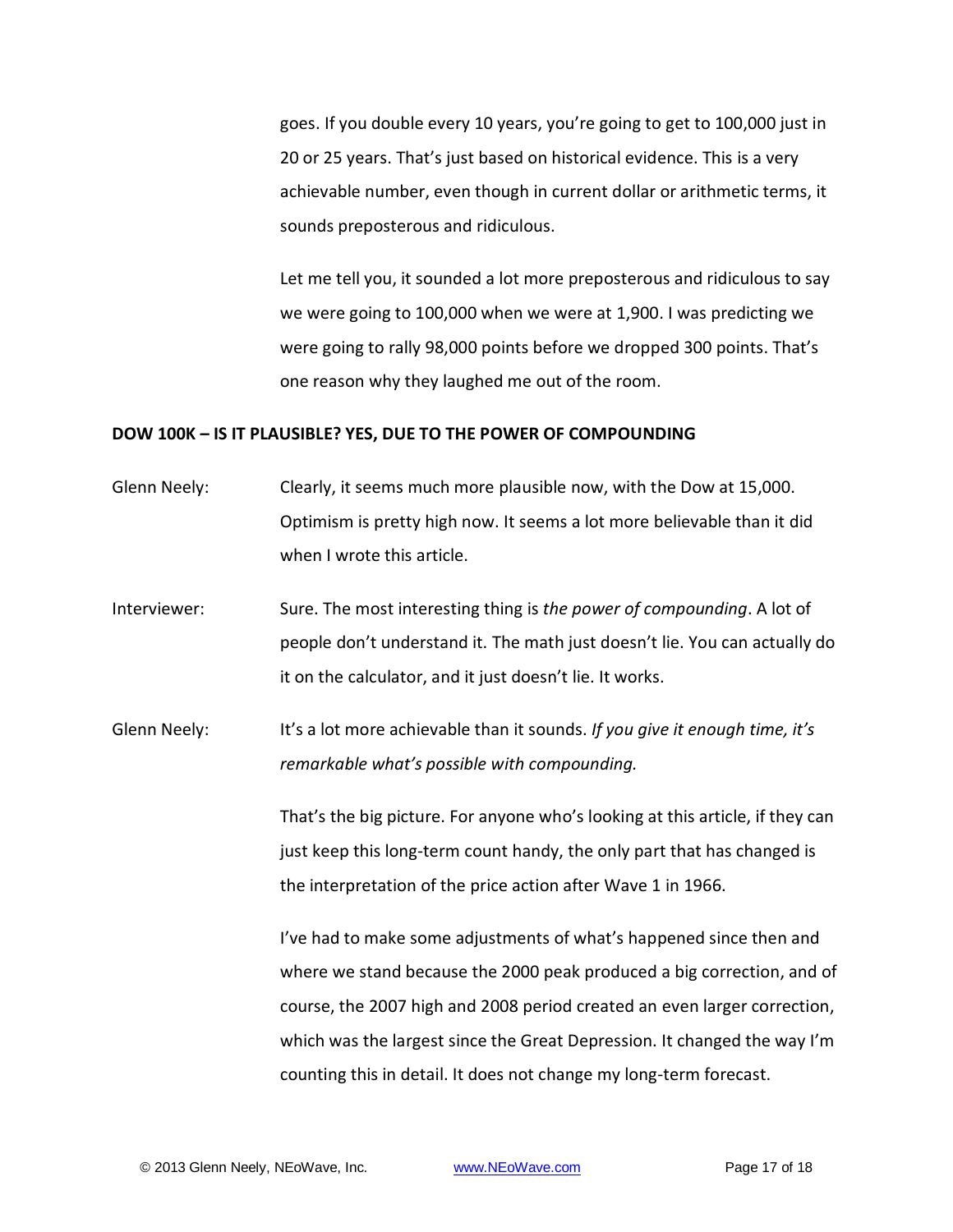goes. If you double every 10 years, you're going to get to 100,000 just in 20 or 25 years. That's just based on historical evidence. This is a very achievable number, even though in current dollar or arithmetic terms, it sounds preposterous and ridiculous.

Let me tell you, it sounded a lot more preposterous and ridiculous to say we were going to 100,000 when we were at 1,900. I was predicting we were going to rally 98,000 points before we dropped 300 points. That's one reason why they laughed me out of the room.

**DOW 100K – IS IT PLAUSIBLE? YES, DUE TO THE POWER OF COMPOUNDING**

Glenn Neely: Clearly, it seems much more plausible now, with the Dow at 15,000. Optimism is pretty high now. It seems a lot more believable than it did when I wrote this article.

Interviewer: Sure. The most interesting thing is *the power of compounding*. A lot of people don't understand it. The math just doesn't lie. You can actually do it on the calculator, and it just doesn't lie. It works.

Glenn Neely: It's a lot more achievable than it sounds. *If you give it enough time, it's remarkable what's possible with compounding.*

That's the big picture. For anyone who's looking at this article, if they can just keep this long-term count handy, the only part that has changed is the interpretation of the price action after Wave 1 in 1966.

I've had to make some adjustments of what's happened since then and where we stand because the 2000 peak produced a big correction, and of course, the 2007 high and 2008 period created an even larger correction, which was the largest since the Great Depression. It changed the way I'm counting this in detail. It does not change my long-term forecast.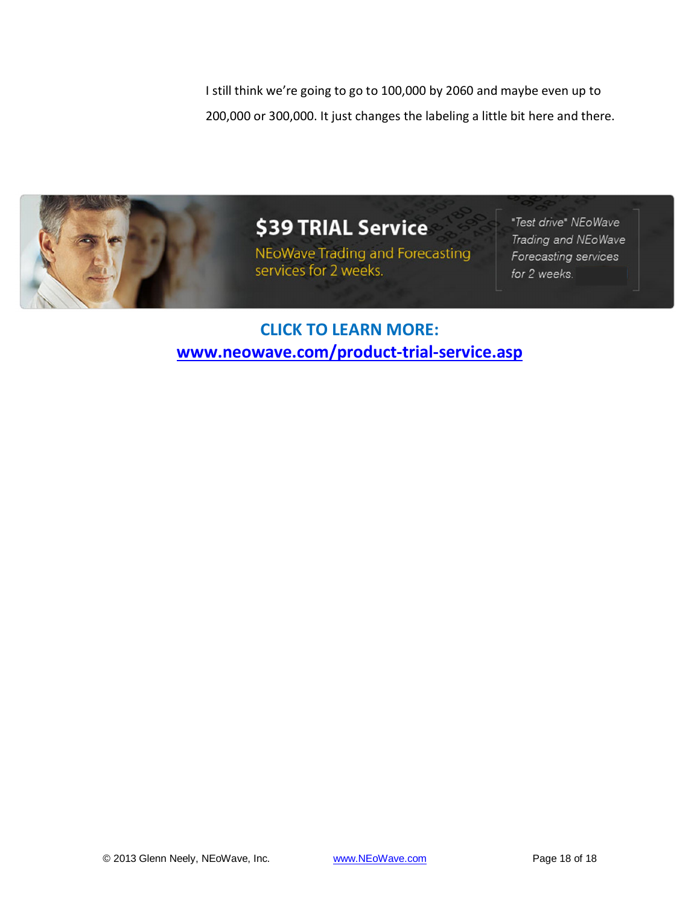I still think we're going to go to 100,000 by 2060 and maybe even up to 200,000 or 300,000. It just changes the labeling a little bit here and there.

**$39 TRIAL Service**

NEoWave Trading and Forecasting services for 2 weeks.

"Test drive" NEoWave Trading and NEoWave Forecasting services for 2 weeks.

**CLICK TO LEARN MORE:**

**www.neowave.com/product-trial-service.asp**